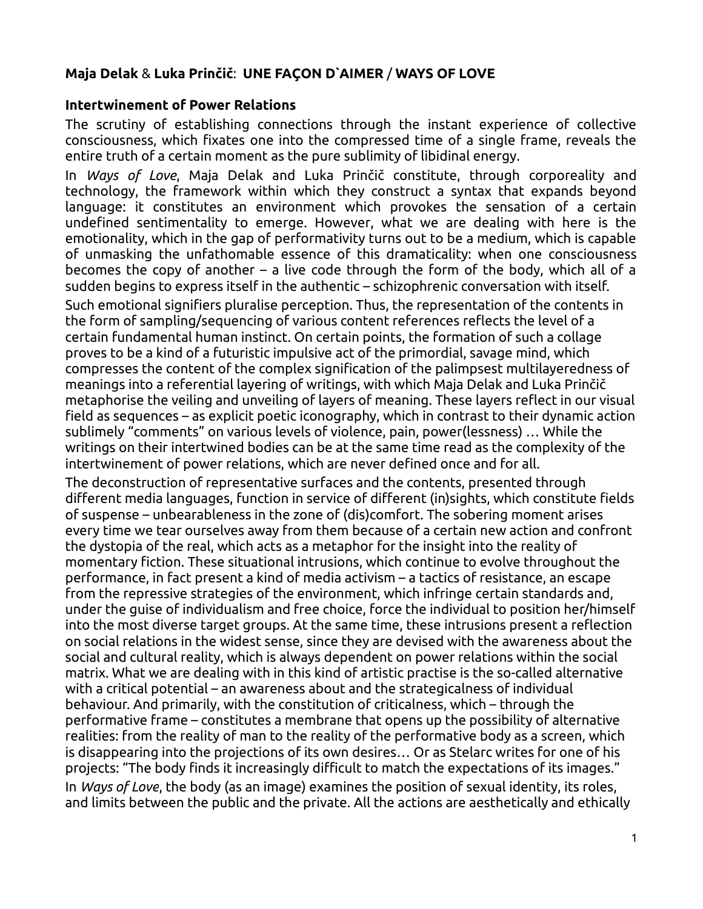**Maja Delak** & **Luka Prinčič**: **UNE FAÇON D`AIMER** / **WAYS OF LOVE**

## Intertwinement of Power Relations

The scrutiny of establishing connections through the instant experience of collective consciousness, which fixates one into the compressed time of a single frame, reveals the entire truth of a certain moment as the pure sublimity of libidinal energy.

In *Ways of Love*, Maja Delak and Luka Prinčič constitute, through corporeality and technology, the framework within which they construct a syntax that expands beyond language: it constitutes an environment which provokes the sensation of a certain undefined sentimentality to emerge. However, what we are dealing with here is the emotionality, which in the gap of performativity turns out to be a medium, which is capable of unmasking the unfathomable essence of this dramaticality: when one consciousness becomes the copy of another – a live code through the form of the body, which all of a sudden begins to express itself in the authentic – schizophrenic conversation with itself.

Such emotional signifiers pluralise perception. Thus, the representation of the contents in the form of sampling/sequencing of various content references reflects the level of a certain fundamental human instinct. On certain points, the formation of such a collage proves to be a kind of a futuristic impulsive act of the primordial, savage mind, which compresses the content of the complex signification of the palimpsest multilayeredness of meanings into a referential layering of writings, with which Maja Delak and Luka Prinčič metaphorise the veiling and unveiling of layers of meaning. These layers reflect in our visual field as sequences – as explicit poetic iconography, which in contrast to their dynamic action sublimely "comments" on various levels of violence, pain, power(lessness) … While the writings on their intertwined bodies can be at the same time read as the complexity of the intertwinement of power relations, which are never defined once and for all.

The deconstruction of representative surfaces and the contents, presented through different media languages, function in service of different (in)sights, which constitute fields of suspense – unbearableness in the zone of (dis)comfort. The sobering moment arises every time we tear ourselves away from them because of a certain new action and confront the dystopia of the real, which acts as a metaphor for the insight into the reality of momentary fiction. These situational intrusions, which continue to evolve throughout the performance, in fact present a kind of media activism – a tactics of resistance, an escape from the repressive strategies of the environment, which infringe certain standards and, under the guise of individualism and free choice, force the individual to position her/himself into the most diverse target groups. At the same time, these intrusions present a reflection on social relations in the widest sense, since they are devised with the awareness about the social and cultural reality, which is always dependent on power relations within the social matrix. What we are dealing with in this kind of artistic practise is the so-called alternative with a critical potential – an awareness about and the strategicalness of individual behaviour. And primarily, with the constitution of criticalness, which – through the performative frame – constitutes a membrane that opens up the possibility of alternative realities: from the reality of man to the reality of the performative body as a screen, which is disappearing into the projections of its own desires… Or as Stelarc writes for one of his projects: "The body finds it increasingly difficult to match the expectations of its images."

In *Ways of Love*, the body (as an image) examines the position of sexual identity, its roles, and limits between the public and the private. All the actions are aesthetically and ethically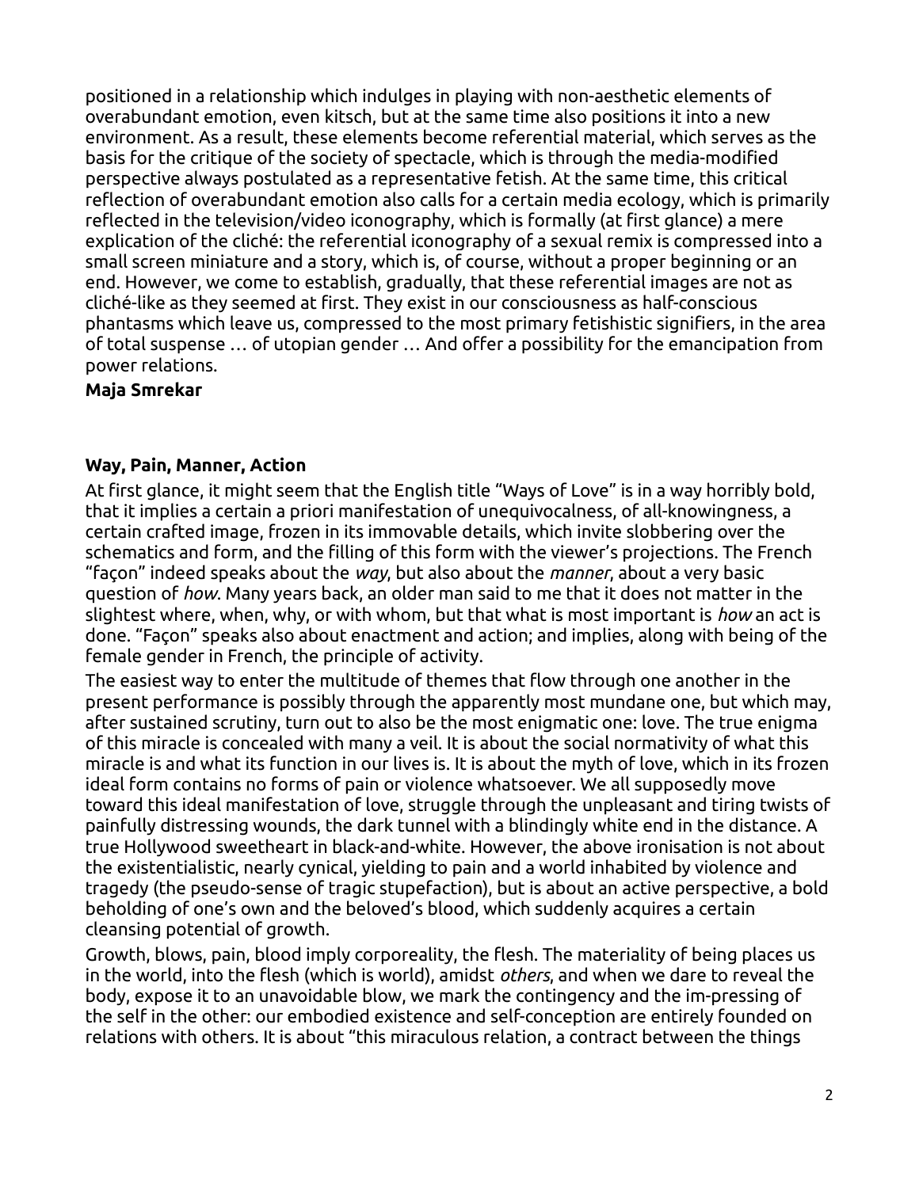positioned in a relationship which indulges in playing with non-aesthetic elements of overabundant emotion, even kitsch, but at the same time also positions it into a new environment. As a result, these elements become referential material, which serves as the basis for the critique of the society of spectacle, which is through the media-modified perspective always postulated as a representative fetish. At the same time, this critical reflection of overabundant emotion also calls for a certain media ecology, which is primarily reflected in the television/video iconography, which is formally (at first glance) a mere explication of the cliché: the referential iconography of a sexual remix is compressed into a small screen miniature and a story, which is, of course, without a proper beginning or an end. However, we come to establish, gradually, that these referential images are not as cliché-like as they seemed at first. They exist in our consciousness as half-conscious phantasms which leave us, compressed to the most primary fetishistic signifiers, in the area of total suspense … of utopian gender … And offer a possibility for the emancipation from power relations.

**Maja Smrekar**

### Way, Pain, Manner, Action

At first glance, it might seem that the English title "Ways of Love" is in a way horribly bold, that it implies a certain a priori manifestation of unequivocalness, of all-knowingness, a certain crafted image, frozen in its immovable details, which invite slobbering over the schematics and form, and the filling of this form with the viewer's projections. The French "façon" indeed speaks about the *way*, but also about the *manner*, about a very basic question of *how*. Many years back, an older man said to me that it does not matter in the slightest where, when, why, or with whom, but that what is most important is *how* an act is done. "Façon" speaks also about enactment and action; and implies, along with being of the female gender in French, the principle of activity.

The easiest way to enter the multitude of themes that flow through one another in the present performance is possibly through the apparently most mundane one, but which may, after sustained scrutiny, turn out to also be the most enigmatic one: love. The true enigma of this miracle is concealed with many a veil. It is about the social normativity of what this miracle is and what its function in our lives is. It is about the myth of love, which in its frozen ideal form contains no forms of pain or violence whatsoever. We all supposedly move toward this ideal manifestation of love, struggle through the unpleasant and tiring twists of painfully distressing wounds, the dark tunnel with a blindingly white end in the distance. A true Hollywood sweetheart in black-and-white. However, the above ironisation is not about the existentialistic, nearly cynical, yielding to pain and a world inhabited by violence and tragedy (the pseudo-sense of tragic stupefaction), but is about an active perspective, a bold beholding of one's own and the beloved's blood, which suddenly acquires a certain cleansing potential of growth.

Growth, blows, pain, blood imply corporeality, the flesh. The materiality of being places us in the world, into the flesh (which is world), amidst *others*, and when we dare to reveal the body, expose it to an unavoidable blow, we mark the contingency and the im-pressing of the self in the other: our embodied existence and self-conception are entirely founded on relations with others. It is about "this miraculous relation, a contract between the things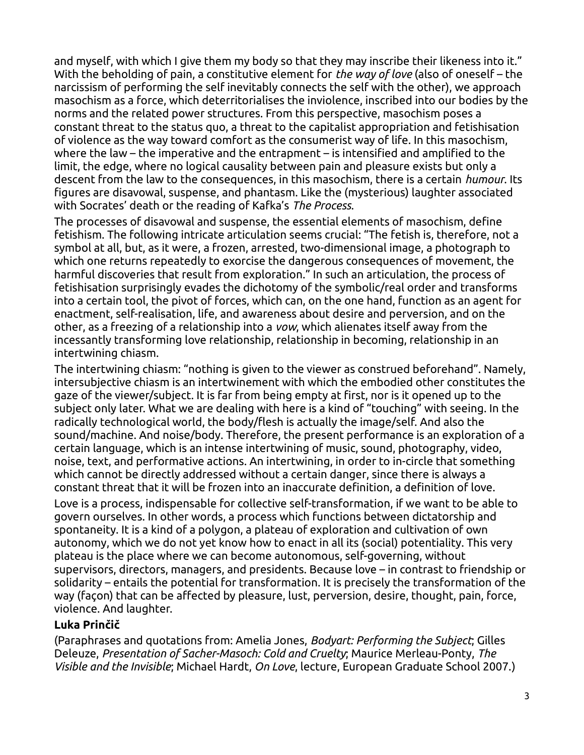and myself, with which I give them my body so that they may inscribe their likeness into it." With the beholding of pain, a constitutive element for *the way of love* (also of oneself – the narcissism of performing the self inevitably connects the self with the other), we approach masochism as a force, which deterritorialises the inviolence, inscribed into our bodies by the norms and the related power structures. From this perspective, masochism poses a constant threat to the status quo, a threat to the capitalist appropriation and fetishisation of violence as the way toward comfort as the consumerist way of life. In this masochism, where the law – the imperative and the entrapment – is intensified and amplified to the limit, the edge, where no logical causality between pain and pleasure exists but only a descent from the law to the consequences, in this masochism, there is a certain *humour*. Its figures are disavowal, suspense, and phantasm. Like the (mysterious) laughter associated with Socrates' death or the reading of Kafka's *The Process*.

The processes of disavowal and suspense, the essential elements of masochism, define fetishism. The following intricate articulation seems crucial: "The fetish is, therefore, not a symbol at all, but, as it were, a frozen, arrested, two-dimensional image, a photograph to which one returns repeatedly to exorcise the dangerous consequences of movement, the harmful discoveries that result from exploration." In such an articulation, the process of fetishisation surprisingly evades the dichotomy of the symbolic/real order and transforms into a certain tool, the pivot of forces, which can, on the one hand, function as an agent for enactment, self-realisation, life, and awareness about desire and perversion, and on the other, as a freezing of a relationship into a *vow*, which alienates itself away from the incessantly transforming love relationship, relationship in becoming, relationship in an intertwining chiasm.

The intertwining chiasm: "nothing is given to the viewer as construed beforehand". Namely, intersubjective chiasm is an intertwinement with which the embodied other constitutes the gaze of the viewer/subject. It is far from being empty at first, nor is it opened up to the subject only later. What we are dealing with here is a kind of "touching" with seeing. In the radically technological world, the body/flesh is actually the image/self. And also the sound/machine. And noise/body. Therefore, the present performance is an exploration of a certain language, which is an intense intertwining of music, sound, photography, video, noise, text, and performative actions. An intertwining, in order to in-circle that something which cannot be directly addressed without a certain danger, since there is always a constant threat that it will be frozen into an inaccurate definition, a definition of love.

Love is a process, indispensable for collective self-transformation, if we want to be able to govern ourselves. In other words, a process which functions between dictatorship and spontaneity. It is a kind of a polygon, a plateau of exploration and cultivation of own autonomy, which we do not yet know how to enact in all its (social) potentiality. This very plateau is the place where we can become autonomous, self-governing, without supervisors, directors, managers, and presidents. Because love – in contrast to friendship or solidarity – entails the potential for transformation. It is precisely the transformation of the way (façon) that can be affected by pleasure, lust, perversion, desire, thought, pain, force, violence. And laughter.

**Luka Prinčič**

(Paraphrases and quotations from: Amelia Jones, *Bodyart: Performing the Subject*; Gilles Deleuze, *Presentation of Sacher-Masoch: Cold and Cruelty*; Maurice Merleau-Ponty, *The Visible and the Invisible*; Michael Hardt, *On Love*, lecture, European Graduate School 2007.)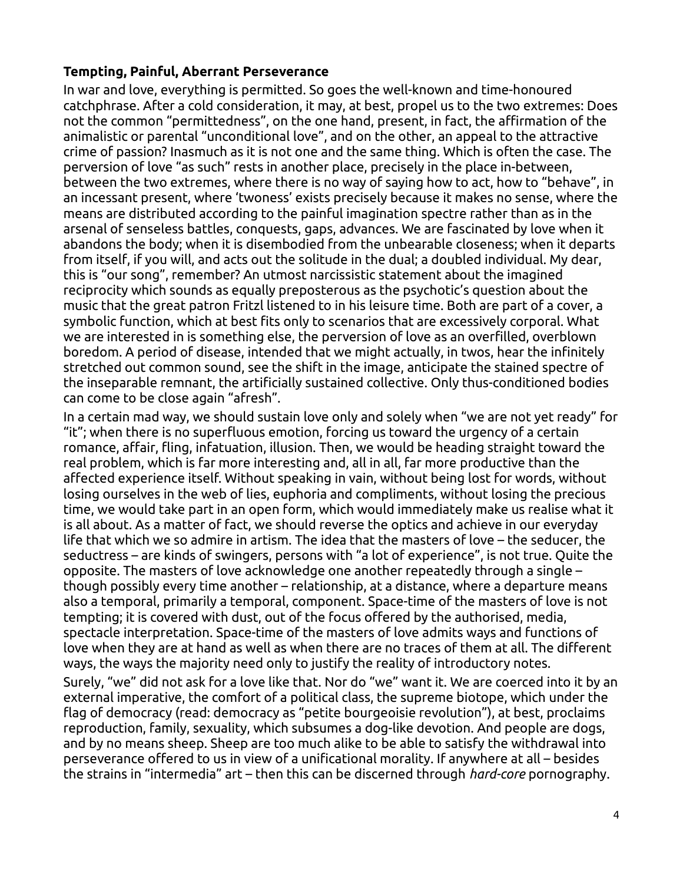**Tempting, Painful, Aberrant Perseverance**

In war and love, everything is permitted. So goes the well-known and time-honoured catchphrase. After a cold consideration, it may, at best, propel us to the two extremes: Does not the common "permittedness", on the one hand, present, in fact, the affirmation of the animalistic or parental "unconditional love", and on the other, an appeal to the attractive crime of passion? Inasmuch as it is not one and the same thing. Which is often the case. The perversion of love "as such" rests in another place, precisely in the place in-between, between the two extremes, where there is no way of saying how to act, how to "behave", in an incessant present, where 'twoness' exists precisely because it makes no sense, where the means are distributed according to the painful imagination spectre rather than as in the arsenal of senseless battles, conquests, gaps, advances. We are fascinated by love when it abandons the body; when it is disembodied from the unbearable closeness; when it departs from itself, if you will, and acts out the solitude in the dual; a doubled individual. My dear, this is "our song", remember? An utmost narcissistic statement about the imagined reciprocity which sounds as equally preposterous as the psychotic's question about the music that the great patron Fritzl listened to in his leisure time. Both are part of a cover, a symbolic function, which at best fits only to scenarios that are excessively corporal. What we are interested in is something else, the perversion of love as an overfilled, overblown boredom. A period of disease, intended that we might actually, in twos, hear the infinitely stretched out common sound, see the shift in the image, anticipate the stained spectre of the inseparable remnant, the artificially sustained collective. Only thus-conditioned bodies can come to be close again "afresh".

In a certain mad way, we should sustain love only and solely when "we are not yet ready" for "it"; when there is no superfluous emotion, forcing us toward the urgency of a certain romance, affair, fling, infatuation, illusion. Then, we would be heading straight toward the real problem, which is far more interesting and, all in all, far more productive than the affected experience itself. Without speaking in vain, without being lost for words, without losing ourselves in the web of lies, euphoria and compliments, without losing the precious time, we would take part in an open form, which would immediately make us realise what it is all about. As a matter of fact, we should reverse the optics and achieve in our everyday life that which we so admire in artism. The idea that the masters of love – the seducer, the seductress – are kinds of swingers, persons with "a lot of experience", is not true. Quite the opposite. The masters of love acknowledge one another repeatedly through a single – though possibly every time another – relationship, at a distance, where a departure means also a temporal, primarily a temporal, component. Space-time of the masters of love is not tempting; it is covered with dust, out of the focus offered by the authorised, media, spectacle interpretation. Space-time of the masters of love admits ways and functions of love when they are at hand as well as when there are no traces of them at all. The different ways, the ways the majority need only to justify the reality of introductory notes.

Surely, "we" did not ask for a love like that. Nor do "we" want it. We are coerced into it by an external imperative, the comfort of a political class, the supreme biotope, which under the flag of democracy (read: democracy as "petite bourgeoisie revolution"), at best, proclaims reproduction, family, sexuality, which subsumes a dog-like devotion. And people are dogs, and by no means sheep. Sheep are too much alike to be able to satisfy the withdrawal into perseverance offered to us in view of a unificational morality. If anywhere at all – besides the strains in "intermedia" art – then this can be discerned through *hard-core* pornography.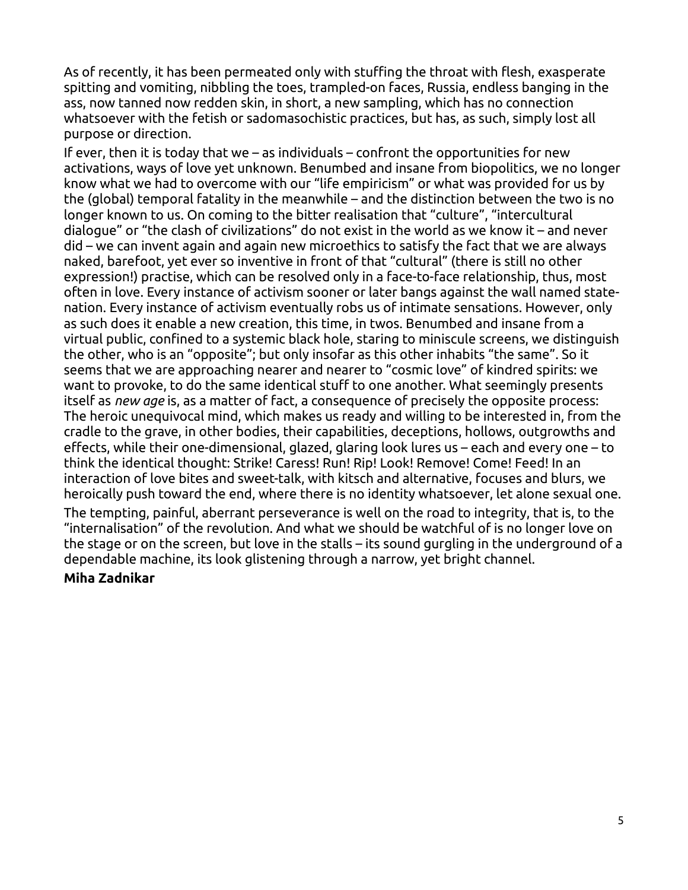As of recently, it has been permeated only with stuffing the throat with flesh, exasperate spitting and vomiting, nibbling the toes, trampled-on faces, Russia, endless banging in the ass, now tanned now redden skin, in short, a new sampling, which has no connection whatsoever with the fetish or sadomasochistic practices, but has, as such, simply lost all purpose or direction.

If ever, then it is today that we – as individuals – confront the opportunities for new activations, ways of love yet unknown. Benumbed and insane from biopolitics, we no longer know what we had to overcome with our "life empiricism" or what was provided for us by the (global) temporal fatality in the meanwhile – and the distinction between the two is no longer known to us. On coming to the bitter realisation that "culture", "intercultural dialogue" or "the clash of civilizations" do not exist in the world as we know it – and never did – we can invent again and again new microethics to satisfy the fact that we are always naked, barefoot, yet ever so inventive in front of that "cultural" (there is still no other expression!) practise, which can be resolved only in a face-to-face relationship, thus, most often in love. Every instance of activism sooner or later bangs against the wall named state-nation. Every instance of activism eventually robs us of intimate sensations. However, only as such does it enable a new creation, this time, in twos. Benumbed and insane from a virtual public, confined to a systemic black hole, staring to miniscule screens, we distinguish the other, who is an "opposite"; but only insofar as this other inhabits "the same". So it seems that we are approaching nearer and nearer to "cosmic love" of kindred spirits: we want to provoke, to do the same identical stuff to one another. What seemingly presents itself as *new age* is, as a matter of fact, a consequence of precisely the opposite process: The heroic unequivocal mind, which makes us ready and willing to be interested in, from the cradle to the grave, in other bodies, their capabilities, deceptions, hollows, outgrowths and effects, while their one-dimensional, glazed, glaring look lures us – each and every one – to think the identical thought: Strike! Caress! Run! Rip! Look! Remove! Come! Feed! In an interaction of love bites and sweet-talk, with kitsch and alternative, focuses and blurs, we heroically push toward the end, where there is no identity whatsoever, let alone sexual one.

The tempting, painful, aberrant perseverance is well on the road to integrity, that is, to the "internalisation" of the revolution. And what we should be watchful of is no longer love on the stage or on the screen, but love in the stalls – its sound gurgling in the underground of a dependable machine, its look glistening through a narrow, yet bright channel.

**Miha Zadnikar**